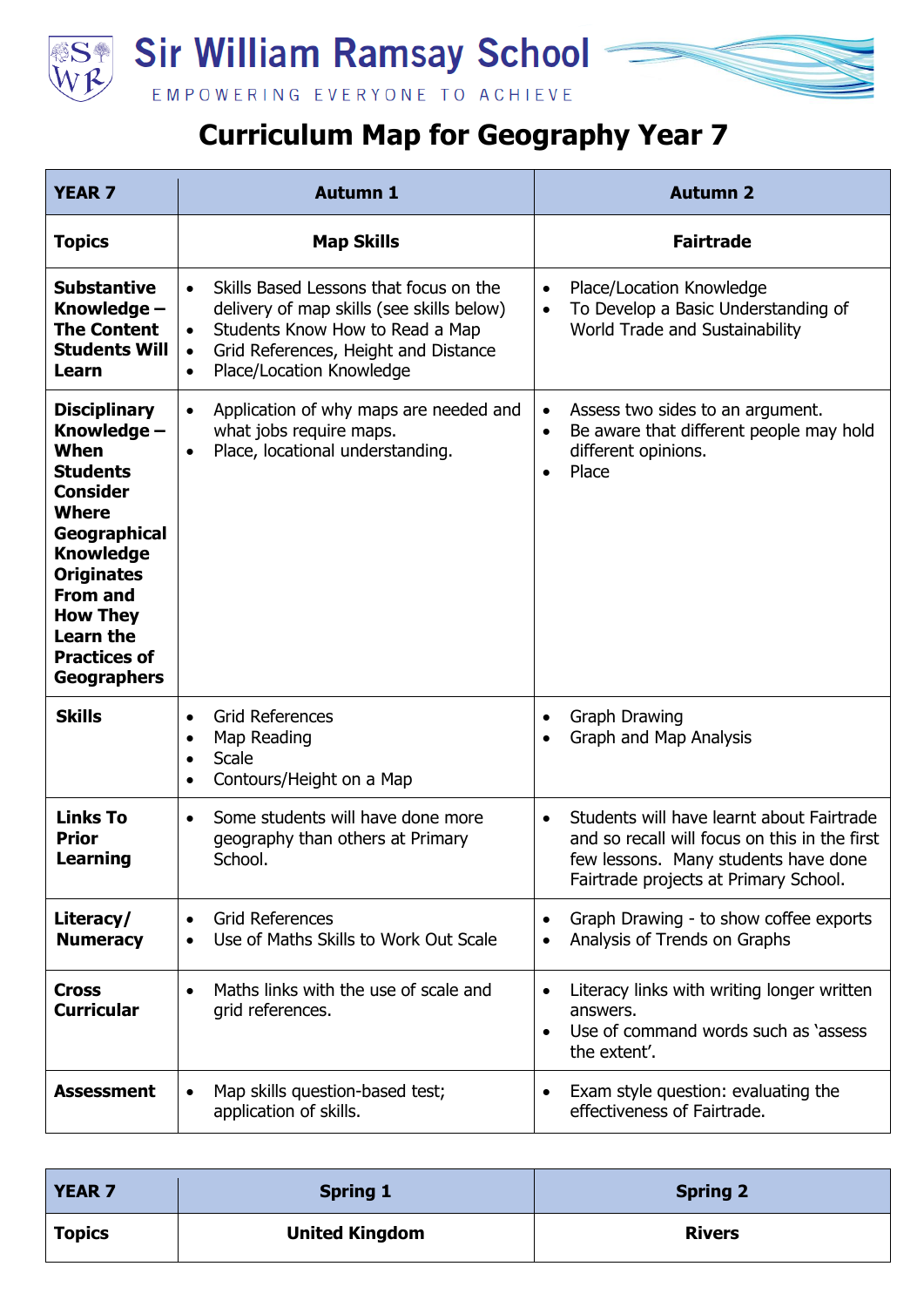# Sir William Ramsay School

EMPOWERING EVERYONE TO ACHIEVE

## Curriculum Map for Geography Year 7

| YEAR 7 | Autumn 1 | Autumn 2 |
|---|---|---|
| **Topics** | **Map Skills** | **Fairtrade** |
| **Substantive Knowledge – The Content Students Will Learn** | • Skills Based Lessons that focus on the delivery of map skills (see skills below)<br>• Students Know How to Read a Map<br>• Grid References, Height and Distance<br>• Place/Location Knowledge | • Place/Location Knowledge<br>• To Develop a Basic Understanding of World Trade and Sustainability |
| **Disciplinary Knowledge – When Students Consider Where Geographical Knowledge Originates From and How They Learn the Practices of Geographers** | • Application of why maps are needed and what jobs require maps.<br>• Place, locational understanding. | • Assess two sides to an argument.<br>• Be aware that different people may hold different opinions.<br>• Place |
| **Skills** | • Grid References<br>• Map Reading<br>• Scale<br>• Contours/Height on a Map | • Graph Drawing<br>• Graph and Map Analysis |
| **Links To Prior Learning** | • Some students will have done more geography than others at Primary School. | • Students will have learnt about Fairtrade and so recall will focus on this in the first few lessons. Many students have done Fairtrade projects at Primary School. |
| **Literacy/ Numeracy** | • Grid References<br>• Use of Maths Skills to Work Out Scale | • Graph Drawing - to show coffee exports<br>• Analysis of Trends on Graphs |
| **Cross Curricular** | • Maths links with the use of scale and grid references. | • Literacy links with writing longer written answers.<br>• Use of command words such as 'assess the extent'. |
| **Assessment** | • Map skills question-based test; application of skills. | • Exam style question: evaluating the effectiveness of Fairtrade. |

| YEAR 7 | Spring 1 | Spring 2 |
|---|---|---|
| **Topics** | **United Kingdom** | **Rivers** |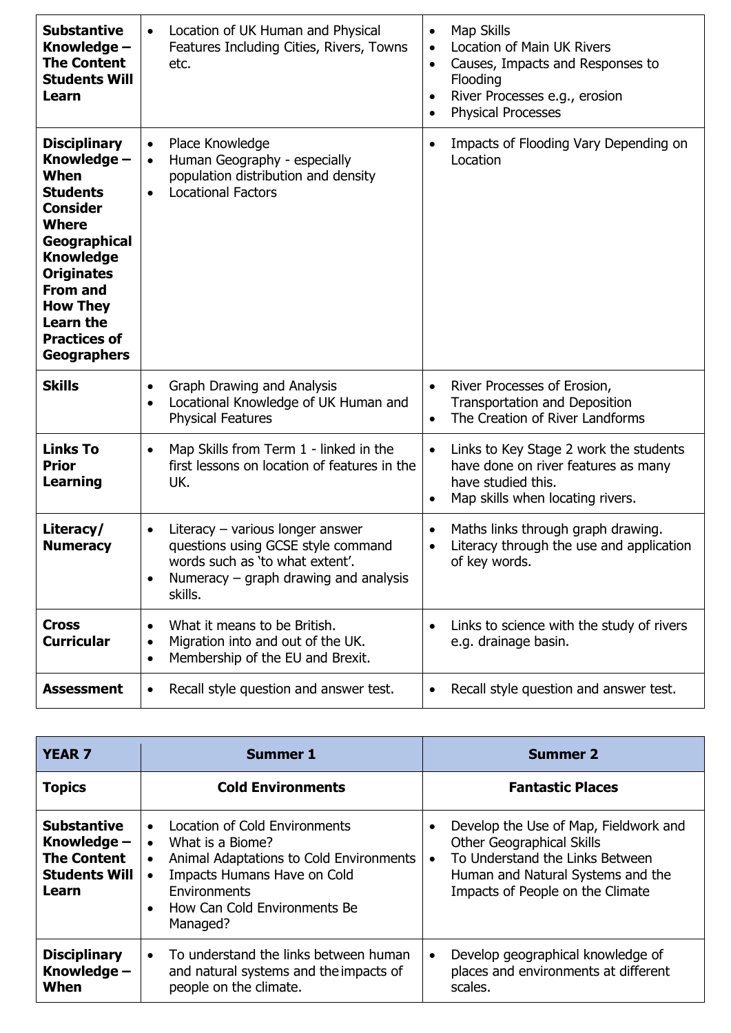| **Substantive Knowledge – The Content Students Will Learn** | • Location of UK Human and Physical Features Including Cities, Rivers, Towns etc. | • Map Skills<br>• Location of Main UK Rivers<br>• Causes, Impacts and Responses to Flooding<br>• River Processes e.g., erosion<br>• Physical Processes |
|---|---|---|
| **Disciplinary Knowledge – When Students Consider Where Geographical Knowledge Originates From and How They Learn the Practices of Geographers** | • Place Knowledge<br>• Human Geography - especially population distribution and density<br>• Locational Factors | • Impacts of Flooding Vary Depending on Location |
| **Skills** | • Graph Drawing and Analysis<br>• Locational Knowledge of UK Human and Physical Features | • River Processes of Erosion, Transportation and Deposition<br>• The Creation of River Landforms |
| **Links To Prior Learning** | • Map Skills from Term 1 - linked in the first lessons on location of features in the UK. | • Links to Key Stage 2 work the students have done on river features as many have studied this.<br>• Map skills when locating rivers. |
| **Literacy/ Numeracy** | • Literacy – various longer answer questions using GCSE style command words such as 'to what extent'.<br>• Numeracy – graph drawing and analysis skills. | • Maths links through graph drawing.<br>• Literacy through the use and application of key words. |
| **Cross Curricular** | • What it means to be British.<br>• Migration into and out of the UK.<br>• Membership of the EU and Brexit. | • Links to science with the study of rivers e.g. drainage basin. |
| **Assessment** | • Recall style question and answer test. | • Recall style question and answer test. |

| **YEAR 7** | **Summer 1** | **Summer 2** |
|---|---|---|
| **Topics** | **Cold Environments** | **Fantastic Places** |
| **Substantive Knowledge – The Content Students Will Learn** | • Location of Cold Environments<br>• What is a Biome?<br>• Animal Adaptations to Cold Environments<br>• Impacts Humans Have on Cold Environments<br>• How Can Cold Environments Be Managed? | • Develop the Use of Map, Fieldwork and Other Geographical Skills<br>• To Understand the Links Between Human and Natural Systems and the Impacts of People on the Climate |
| **Disciplinary Knowledge – When** | • To understand the links between human and natural systems and the impacts of people on the climate. | • Develop geographical knowledge of places and environments at different scales. |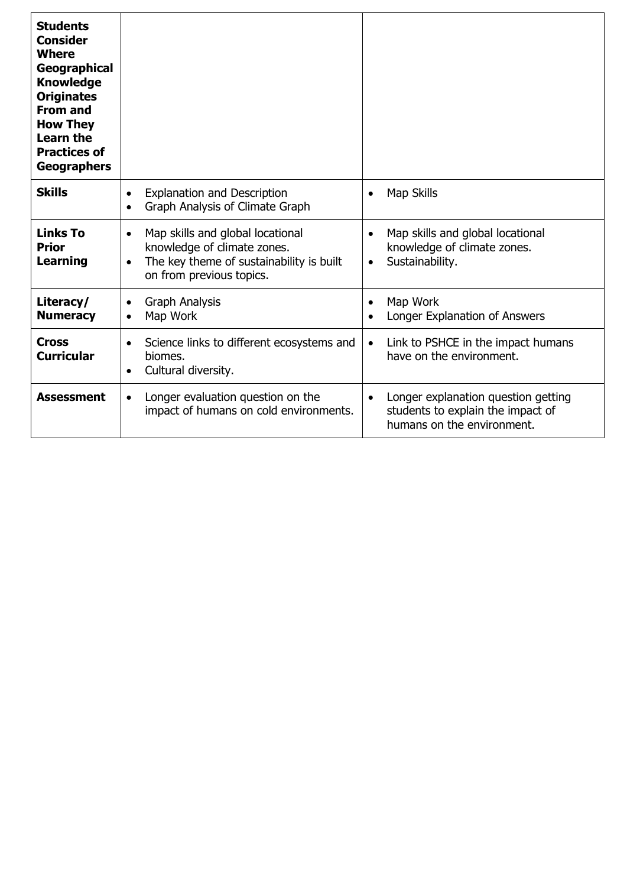| | | |
|---|---|---|
| **Students Consider Where Geographical Knowledge Originates From and How They Learn the Practices of Geographers** | | |
| **Skills** | • Explanation and Description<br>• Graph Analysis of Climate Graph | • Map Skills |
| **Links To Prior Learning** | • Map skills and global locational knowledge of climate zones.<br>• The key theme of sustainability is built on from previous topics. | • Map skills and global locational knowledge of climate zones.<br>• Sustainability. |
| **Literacy/ Numeracy** | • Graph Analysis<br>• Map Work | • Map Work<br>• Longer Explanation of Answers |
| **Cross Curricular** | • Science links to different ecosystems and biomes.<br>• Cultural diversity. | • Link to PSHCE in the impact humans have on the environment. |
| **Assessment** | • Longer evaluation question on the impact of humans on cold environments. | • Longer explanation question getting students to explain the impact of humans on the environment. |